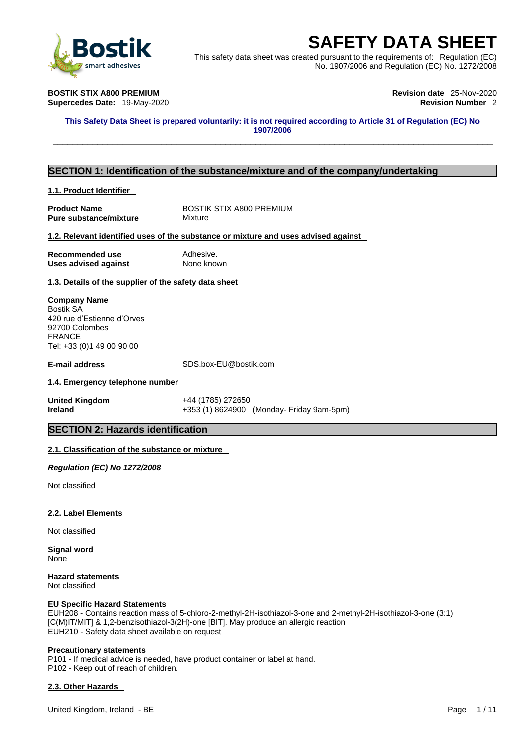# SAFETY DATA SHEET

This safety data sheet was created pursuant to the requirements of: Regulation (EC) No. 1907/2006 and Regulation (EC) No. 1272/2008

**BOSTIK STIX A800 PREMIUM**
**Supercedes Date:** 19-May-2020

**Revision date** 25-Nov-2020
**Revision Number** 2

**This Safety Data Sheet is prepared voluntarily: it is not required according to Article 31 of Regulation (EC) No 1907/2006**

## SECTION 1: Identification of the substance/mixture and of the company/undertaking

### 1.1. Product Identifier

**Product Name** BOSTIK STIX A800 PREMIUM
**Pure substance/mixture** Mixture

### 1.2. Relevant identified uses of the substance or mixture and uses advised against

**Recommended use** Adhesive.
**Uses advised against** None known

### 1.3. Details of the supplier of the safety data sheet

**Company Name**
Bostik SA
420 rue d'Estienne d'Orves
92700 Colombes
FRANCE
Tel: +33 (0)1 49 00 90 00

**E-mail address** SDS.box-EU@bostik.com

### 1.4. Emergency telephone number

**United Kingdom** +44 (1785) 272650
**Ireland** +353 (1) 8624900 (Monday- Friday 9am-5pm)

## SECTION 2: Hazards identification

### 2.1. Classification of the substance or mixture

***Regulation (EC) No 1272/2008***

Not classified

### 2.2. Label Elements

Not classified

**Signal word**
None

**Hazard statements**
Not classified

**EU Specific Hazard Statements**
EUH208 - Contains reaction mass of 5-chloro-2-methyl-2H-isothiazol-3-one and 2-methyl-2H-isothiazol-3-one (3:1) [C(M)IT/MIT] & 1,2-benzisothiazol-3(2H)-one [BIT]. May produce an allergic reaction
EUH210 - Safety data sheet available on request

**Precautionary statements**
P101 - If medical advice is needed, have product container or label at hand.
P102 - Keep out of reach of children.

### 2.3. Other Hazards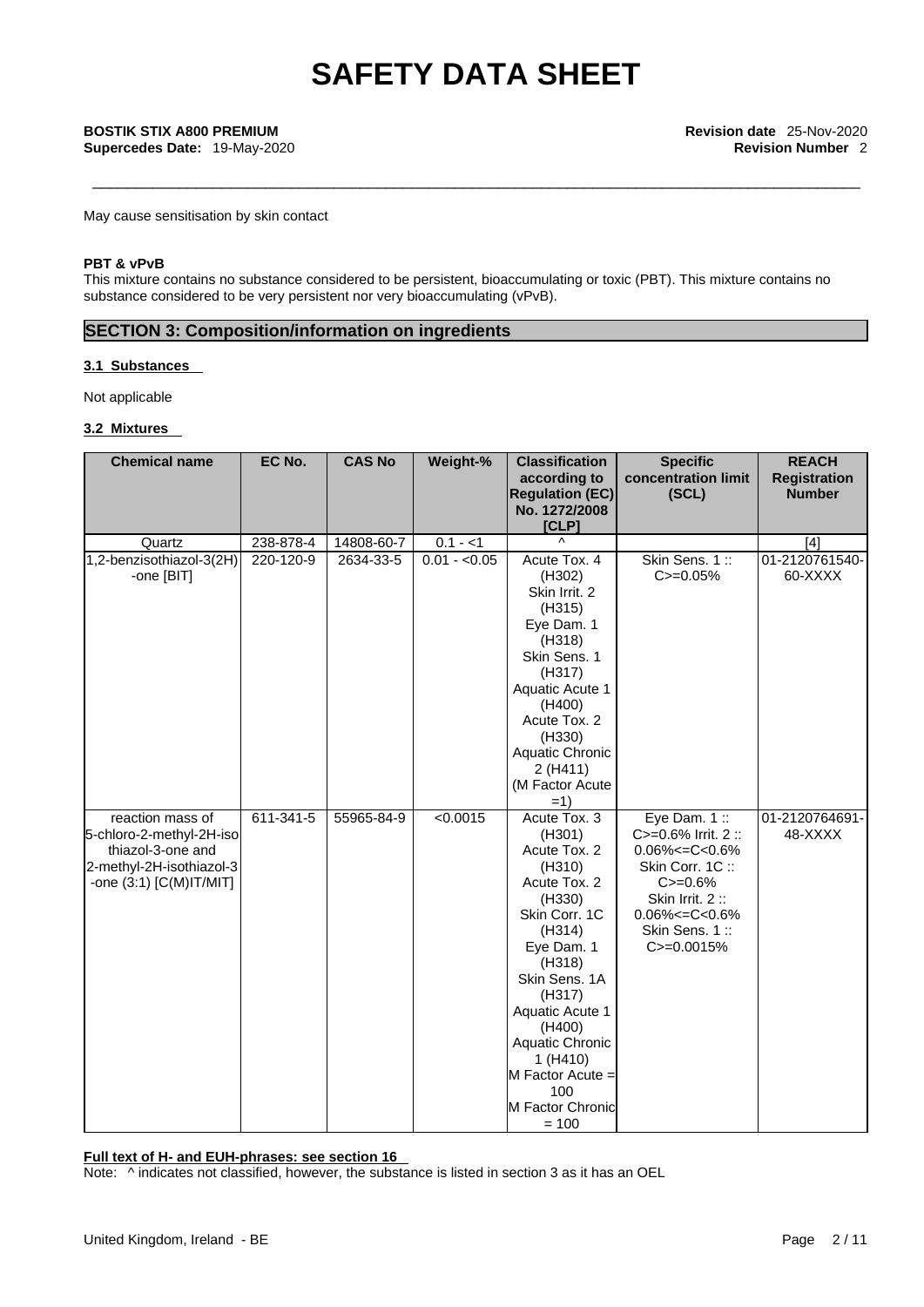May cause sensitisation by skin contact

**PBT & vPvB**

This mixture contains no substance considered to be persistent, bioaccumulating or toxic (PBT). This mixture contains no substance considered to be very persistent nor very bioaccumulating (vPvB).

## SECTION 3: Composition/information on ingredients

### 3.1 Substances

Not applicable

### 3.2 Mixtures

| Chemical name | EC No. | CAS No | Weight-% | Classification according to Regulation (EC) No. 1272/2008 [CLP] | Specific concentration limit (SCL) | REACH Registration Number |
|---|---|---|---|---|---|---|
| Quartz | 238-878-4 | 14808-60-7 | 0.1 - <1 | ^ | | [4] |
| 1,2-benzisothiazol-3(2H)-one [BIT] | 220-120-9 | 2634-33-5 | 0.01 - <0.05 | Acute Tox. 4 (H302) Skin Irrit. 2 (H315) Eye Dam. 1 (H318) Skin Sens. 1 (H317) Aquatic Acute 1 (H400) Acute Tox. 2 (H330) Aquatic Chronic 2 (H411) (M Factor Acute =1) | Skin Sens. 1 :: C>=0.05% | 01-2120761540-60-XXXX |
| reaction mass of 5-chloro-2-methyl-2H-isothiazol-3-one and 2-methyl-2H-isothiazol-3-one (3:1) [C(M)IT/MIT] | 611-341-5 | 55965-84-9 | <0.0015 | Acute Tox. 3 (H301) Acute Tox. 2 (H310) Acute Tox. 2 (H330) Skin Corr. 1C (H314) Eye Dam. 1 (H318) Skin Sens. 1A (H317) Aquatic Acute 1 (H400) Aquatic Chronic 1 (H410) M Factor Acute = 100 M Factor Chronic = 100 | Eye Dam. 1 :: C>=0.6% Irrit. 2 :: 0.06%<=C<0.6% Skin Corr. 1C :: C>=0.6% Skin Irrit. 2 :: 0.06%<=C<0.6% Skin Sens. 1 :: C>=0.0015% | 01-2120764691-48-XXXX |

**Full text of H- and EUH-phrases: see section 16**

Note: ^ indicates not classified, however, the substance is listed in section 3 as it has an OEL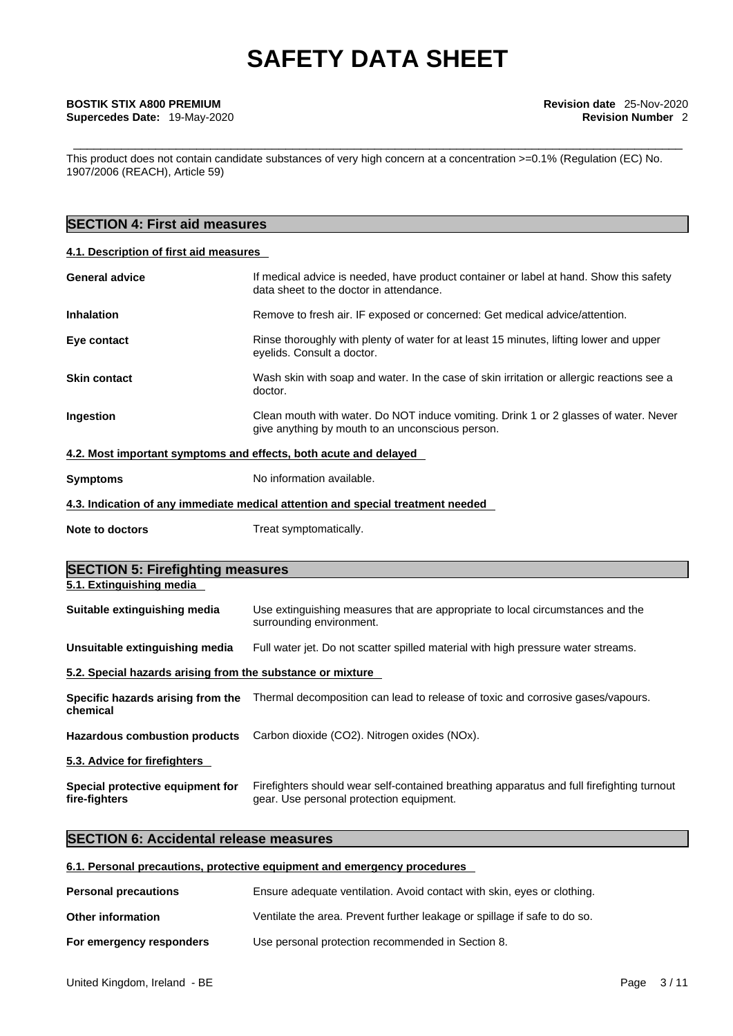This product does not contain candidate substances of very high concern at a concentration >=0.1% (Regulation (EC) No. 1907/2006 (REACH), Article 59)

## SECTION 4: First aid measures

### 4.1. Description of first aid measures

**General advice** — If medical advice is needed, have product container or label at hand. Show this safety data sheet to the doctor in attendance.

**Inhalation** — Remove to fresh air. IF exposed or concerned: Get medical advice/attention.

**Eye contact** — Rinse thoroughly with plenty of water for at least 15 minutes, lifting lower and upper eyelids. Consult a doctor.

**Skin contact** — Wash skin with soap and water. In the case of skin irritation or allergic reactions see a doctor.

**Ingestion** — Clean mouth with water. Do NOT induce vomiting. Drink 1 or 2 glasses of water. Never give anything by mouth to an unconscious person.

### 4.2. Most important symptoms and effects, both acute and delayed

**Symptoms** — No information available.

### 4.3. Indication of any immediate medical attention and special treatment needed

**Note to doctors** — Treat symptomatically.

## SECTION 5: Firefighting measures

### 5.1. Extinguishing media

**Suitable extinguishing media** — Use extinguishing measures that are appropriate to local circumstances and the surrounding environment.

**Unsuitable extinguishing media** — Full water jet. Do not scatter spilled material with high pressure water streams.

### 5.2. Special hazards arising from the substance or mixture

**Specific hazards arising from the chemical** — Thermal decomposition can lead to release of toxic and corrosive gases/vapours.

**Hazardous combustion products** — Carbon dioxide ($CO_2$). Nitrogen oxides ($NO_x$).

### 5.3. Advice for firefighters

**Special protective equipment for fire-fighters** — Firefighters should wear self-contained breathing apparatus and full firefighting turnout gear. Use personal protection equipment.

## SECTION 6: Accidental release measures

### 6.1. Personal precautions, protective equipment and emergency procedures

**Personal precautions** — Ensure adequate ventilation. Avoid contact with skin, eyes or clothing.

**Other information** — Ventilate the area. Prevent further leakage or spillage if safe to do so.

**For emergency responders** — Use personal protection recommended in Section 8.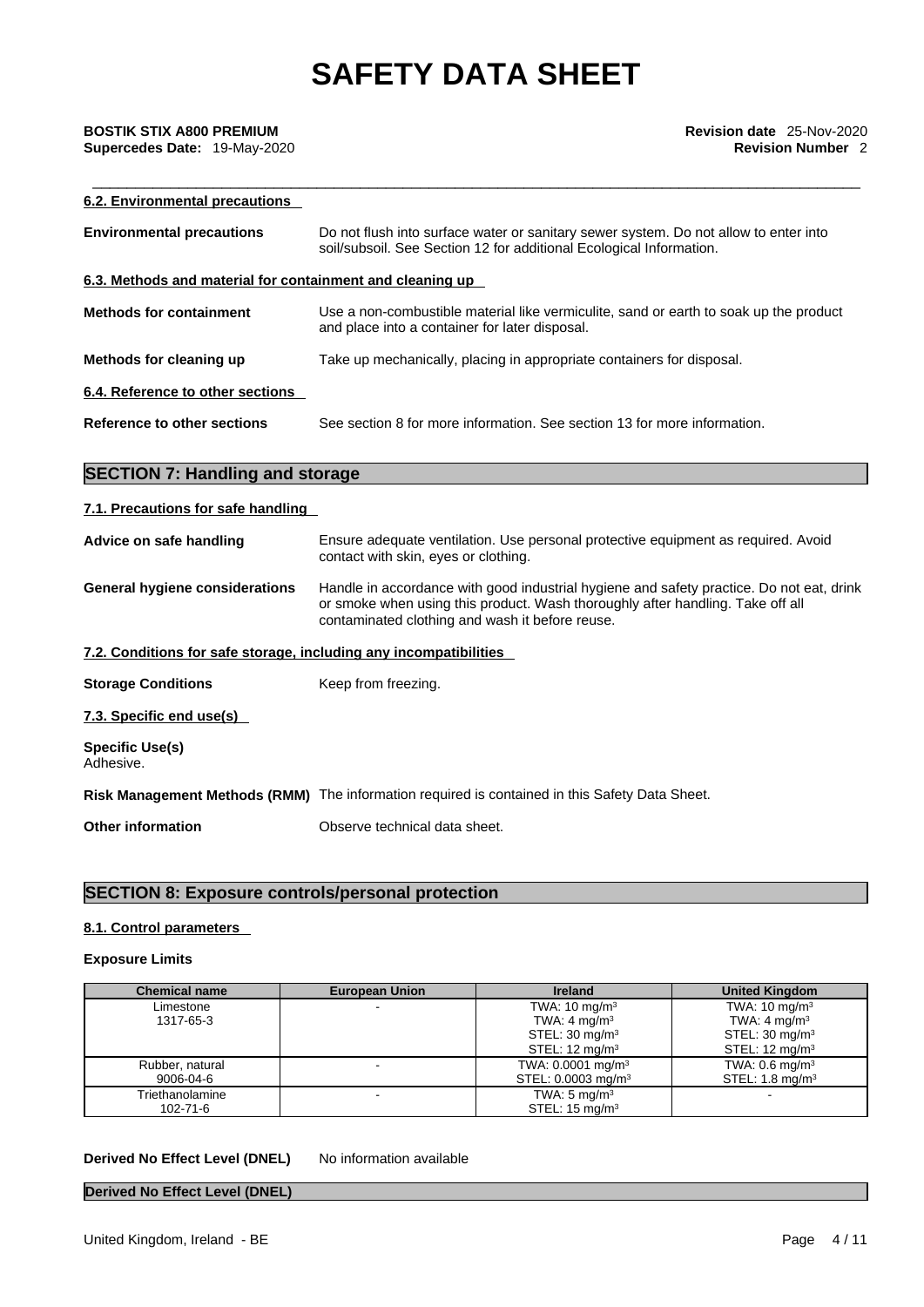### 6.2. Environmental precautions

**Environmental precautions** Do not flush into surface water or sanitary sewer system. Do not allow to enter into soil/subsoil. See Section 12 for additional Ecological Information.

### 6.3. Methods and material for containment and cleaning up

**Methods for containment** Use a non-combustible material like vermiculite, sand or earth to soak up the product and place into a container for later disposal.

**Methods for cleaning up** Take up mechanically, placing in appropriate containers for disposal.

### 6.4. Reference to other sections

**Reference to other sections** See section 8 for more information. See section 13 for more information.

## SECTION 7: Handling and storage

### 7.1. Precautions for safe handling

**Advice on safe handling** Ensure adequate ventilation. Use personal protective equipment as required. Avoid contact with skin, eyes or clothing.

**General hygiene considerations** Handle in accordance with good industrial hygiene and safety practice. Do not eat, drink or smoke when using this product. Wash thoroughly after handling. Take off all contaminated clothing and wash it before reuse.

### 7.2. Conditions for safe storage, including any incompatibilities

**Storage Conditions** Keep from freezing.

### 7.3. Specific end use(s)

**Specific Use(s)**
Adhesive.

**Risk Management Methods (RMM)** The information required is contained in this Safety Data Sheet.

**Other information** Observe technical data sheet.

## SECTION 8: Exposure controls/personal protection

### 8.1. Control parameters

**Exposure Limits**

| Chemical name | European Union | Ireland | United Kingdom |
|---|---|---|---|
| Limestone<br>1317-65-3 | - | TWA: 10 mg/m³<br>TWA: 4 mg/m³<br>STEL: 30 mg/m³<br>STEL: 12 mg/m³ | TWA: 10 mg/m³<br>TWA: 4 mg/m³<br>STEL: 30 mg/m³<br>STEL: 12 mg/m³ |
| Rubber, natural<br>9006-04-6 | - | TWA: 0.0001 mg/m³<br>STEL: 0.0003 mg/m³ | TWA: 0.6 mg/m³<br>STEL: 1.8 mg/m³ |
| Triethanolamine<br>102-71-6 | - | TWA: 5 mg/m³<br>STEL: 15 mg/m³ | - |

**Derived No Effect Level (DNEL)** No information available

**Derived No Effect Level (DNEL)**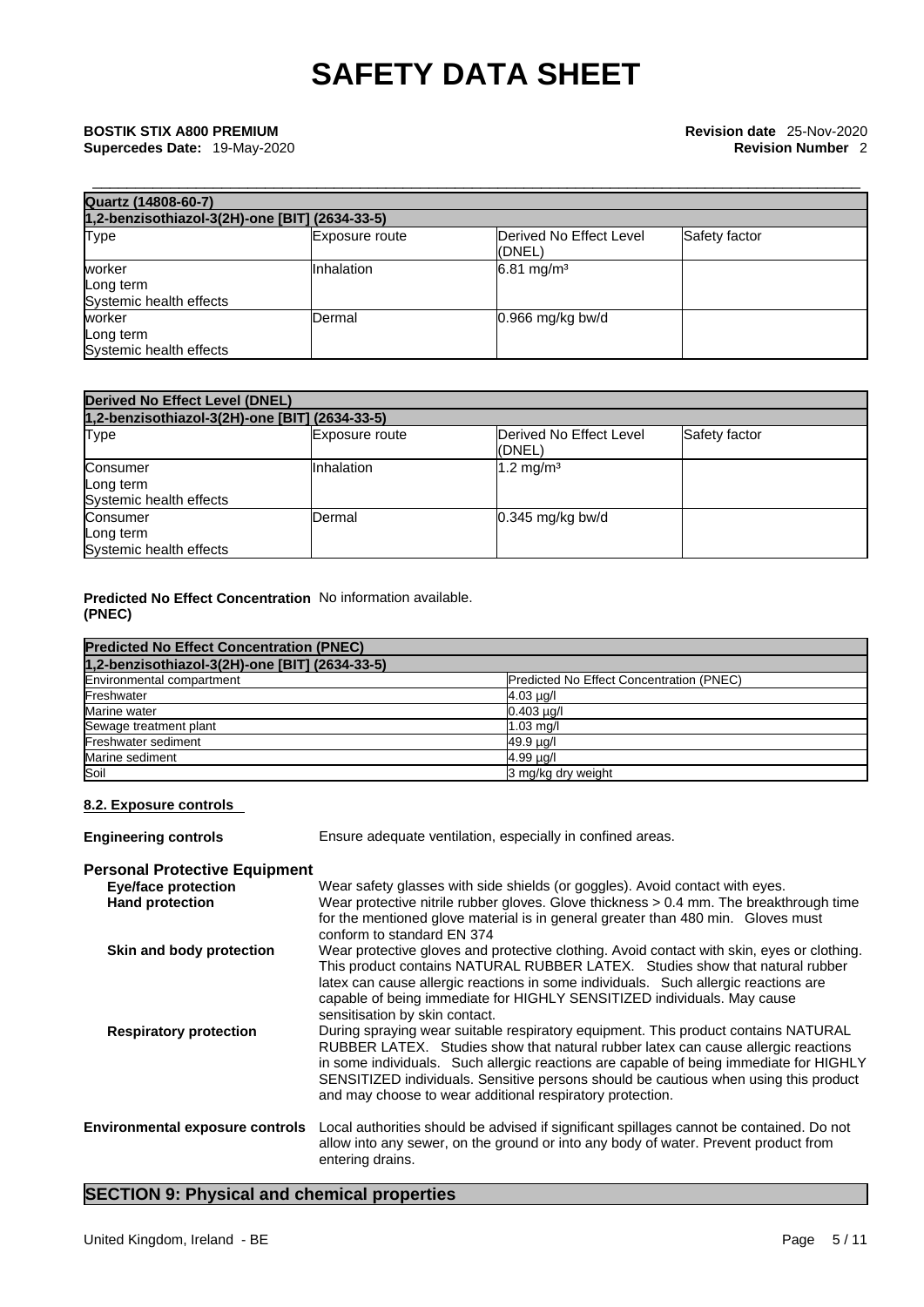| Quartz (14808-60-7) | | | |
|---|---|---|---|
| 1,2-benzisothiazol-3(2H)-one [BIT] (2634-33-5) | | | |
| Type | Exposure route | Derived No Effect Level (DNEL) | Safety factor |
| worker<br>Long term<br>Systemic health effects | Inhalation | 6.81 mg/m³ | |
| worker<br>Long term<br>Systemic health effects | Dermal | 0.966 mg/kg bw/d | |

| Derived No Effect Level (DNEL) | | | |
|---|---|---|---|
| 1,2-benzisothiazol-3(2H)-one [BIT] (2634-33-5) | | | |
| Type | Exposure route | Derived No Effect Level (DNEL) | Safety factor |
| Consumer<br>Long term<br>Systemic health effects | Inhalation | 1.2 mg/m³ | |
| Consumer<br>Long term<br>Systemic health effects | Dermal | 0.345 mg/kg bw/d | |

**Predicted No Effect Concentration (PNEC)** No information available.

| Predicted No Effect Concentration (PNEC) | |
|---|---|
| 1,2-benzisothiazol-3(2H)-one [BIT] (2634-33-5) | |
| Environmental compartment | Predicted No Effect Concentration (PNEC) |
| Freshwater | 4.03 µg/l |
| Marine water | 0.403 µg/l |
| Sewage treatment plant | 1.03 mg/l |
| Freshwater sediment | 49.9 µg/l |
| Marine sediment | 4.99 µg/l |
| Soil | 3 mg/kg dry weight |

**8.2. Exposure controls**

**Engineering controls** Ensure adequate ventilation, especially in confined areas.

**Personal Protective Equipment**

**Eye/face protection** Wear safety glasses with side shields (or goggles). Avoid contact with eyes.

**Hand protection** Wear protective nitrile rubber gloves. Glove thickness > 0.4 mm. The breakthrough time for the mentioned glove material is in general greater than 480 min. Gloves must conform to standard EN 374

**Skin and body protection** Wear protective gloves and protective clothing. Avoid contact with skin, eyes or clothing. This product contains NATURAL RUBBER LATEX. Studies show that natural rubber latex can cause allergic reactions in some individuals. Such allergic reactions are capable of being immediate for HIGHLY SENSITIZED individuals. May cause sensitisation by skin contact.

**Respiratory protection** During spraying wear suitable respiratory equipment. This product contains NATURAL RUBBER LATEX. Studies show that natural rubber latex can cause allergic reactions in some individuals. Such allergic reactions are capable of being immediate for HIGHLY SENSITIZED individuals. Sensitive persons should be cautious when using this product and may choose to wear additional respiratory protection.

**Environmental exposure controls** Local authorities should be advised if significant spillages cannot be contained. Do not allow into any sewer, on the ground or into any body of water. Prevent product from entering drains.

## SECTION 9: Physical and chemical properties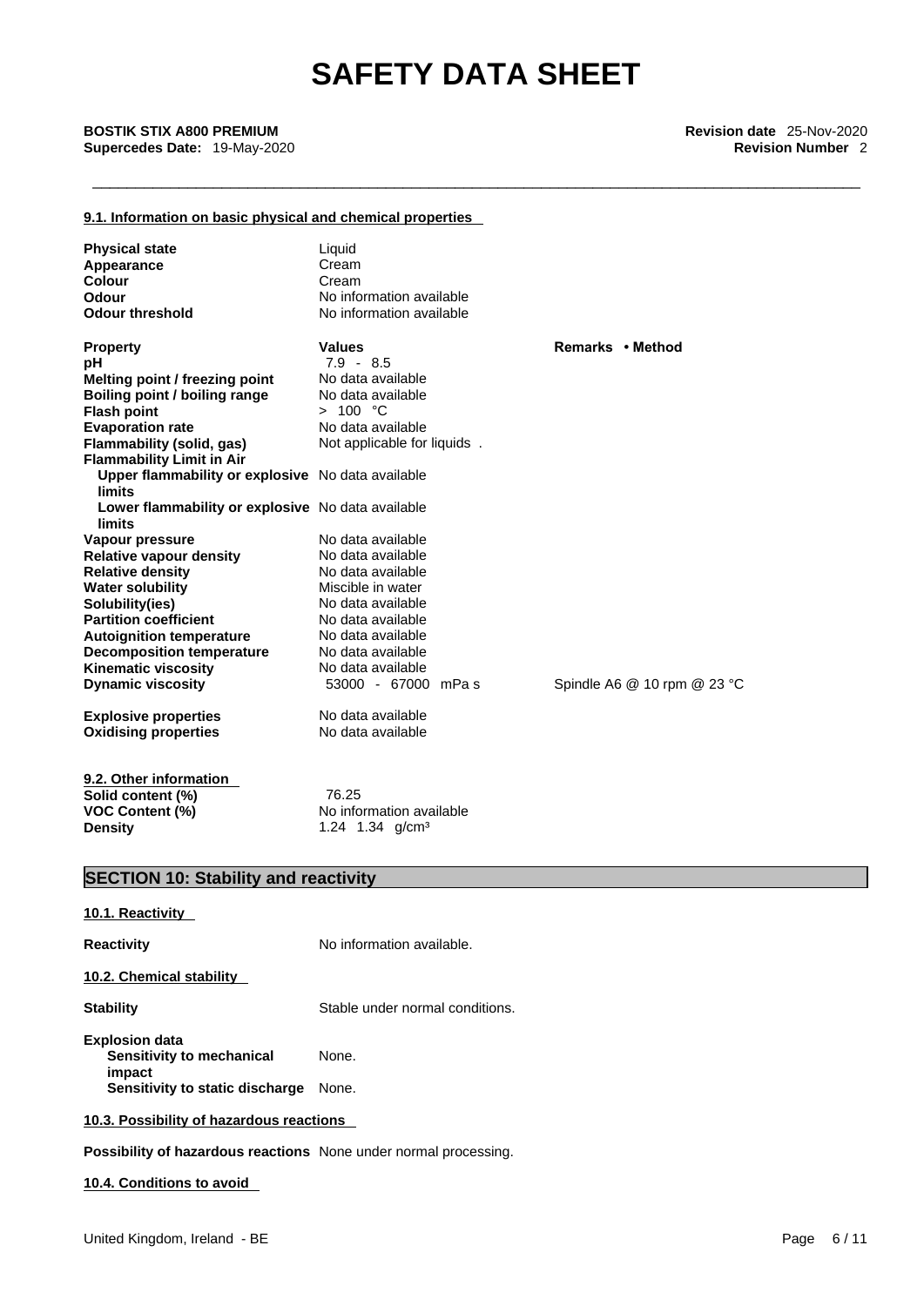#### 9.1. Information on basic physical and chemical properties

| | | |
|---|---|---|
| **Physical state** | Liquid | |
| **Appearance** | Cream | |
| **Colour** | Cream | |
| **Odour** | No information available | |
| **Odour threshold** | No information available | |
| **Property** | **Values** | **Remarks • Method** |
| **pH** | 7.9 - 8.5 | |
| **Melting point / freezing point** | No data available | |
| **Boiling point / boiling range** | No data available | |
| **Flash point** | > 100 °C | |
| **Evaporation rate** | No data available | |
| **Flammability (solid, gas)** | Not applicable for liquids . | |
| **Flammability Limit in Air** | | |
| **Upper flammability or explosive limits** | No data available | |
| **Lower flammability or explosive limits** | No data available | |
| **Vapour pressure** | No data available | |
| **Relative vapour density** | No data available | |
| **Relative density** | No data available | |
| **Water solubility** | Miscible in water | |
| **Solubility(ies)** | No data available | |
| **Partition coefficient** | No data available | |
| **Autoignition temperature** | No data available | |
| **Decomposition temperature** | No data available | |
| **Kinematic viscosity** | No data available | |
| **Dynamic viscosity** | 53000 - 67000 mPa s | Spindle A6 @ 10 rpm @ 23 °C |
| **Explosive properties** | No data available | |
| **Oxidising properties** | No data available | |

#### 9.2. Other information

| | |
|---|---|
| **Solid content (%)** | 76.25 |
| **VOC Content (%)** | No information available |
| **Density** | 1.24 1.34 g/cm³ |

## SECTION 10: Stability and reactivity

#### 10.1. Reactivity

**Reactivity** No information available.

#### 10.2. Chemical stability

**Stability** Stable under normal conditions.

**Explosion data**
- **Sensitivity to mechanical impact** None.
- **Sensitivity to static discharge** None.

#### 10.3. Possibility of hazardous reactions

**Possibility of hazardous reactions** None under normal processing.

#### 10.4. Conditions to avoid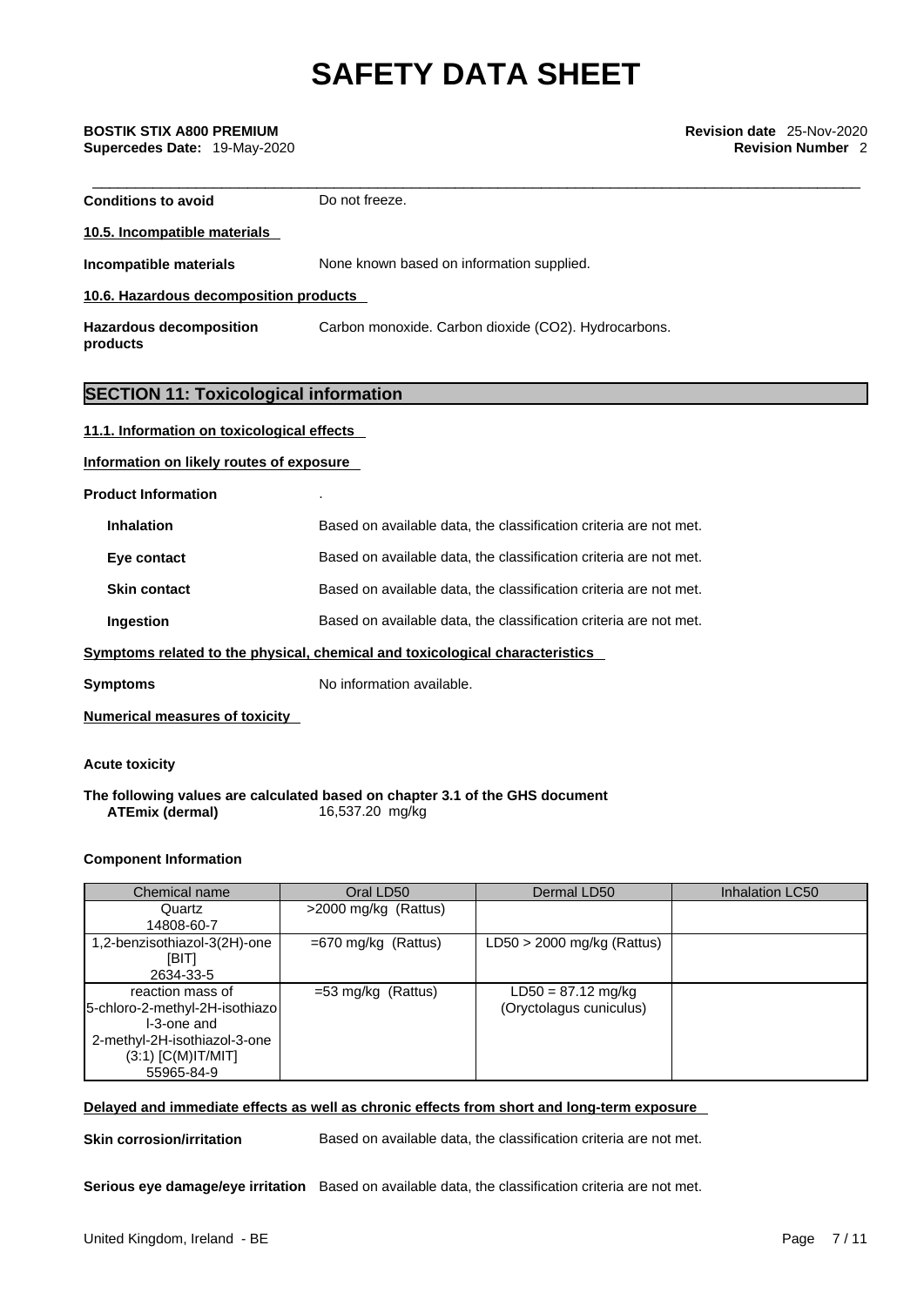| | |
|---|---|
| **Conditions to avoid** | Do not freeze. |

**10.5. Incompatible materials**

| | |
|---|---|
| **Incompatible materials** | None known based on information supplied. |

**10.6. Hazardous decomposition products**

| | |
|---|---|
| **Hazardous decomposition products** | Carbon monoxide. Carbon dioxide ($CO_2$). Hydrocarbons. |

## SECTION 11: Toxicological information

**11.1. Information on toxicological effects**

**Information on likely routes of exposure**

**Product Information** .

| | |
|---|---|
| **Inhalation** | Based on available data, the classification criteria are not met. |
| **Eye contact** | Based on available data, the classification criteria are not met. |
| **Skin contact** | Based on available data, the classification criteria are not met. |
| **Ingestion** | Based on available data, the classification criteria are not met. |

**Symptoms related to the physical, chemical and toxicological characteristics**

| | |
|---|---|
| **Symptoms** | No information available. |

**Numerical measures of toxicity**

**Acute toxicity**

**The following values are calculated based on chapter 3.1 of the GHS document**

| | |
|---|---|
| **ATEmix (dermal)** | 16,537.20 mg/kg |

**Component Information**

| Chemical name | Oral LD50 | Dermal LD50 | Inhalation LC50 |
|---|---|---|---|
| Quartz 14808-60-7 | >2000 mg/kg (Rattus) | | |
| 1,2-benzisothiazol-3(2H)-one [BIT] 2634-33-5 | =670 mg/kg (Rattus) | LD50 > 2000 mg/kg (Rattus) | |
| reaction mass of 5-chloro-2-methyl-2H-isothiazol-3-one and 2-methyl-2H-isothiazol-3-one (3:1) [C(M)IT/MIT] 55965-84-9 | =53 mg/kg (Rattus) | LD50 = 87.12 mg/kg (Oryctolagus cuniculus) | |

**Delayed and immediate effects as well as chronic effects from short and long-term exposure**

| | |
|---|---|
| **Skin corrosion/irritation** | Based on available data, the classification criteria are not met. |
| **Serious eye damage/eye irritation** | Based on available data, the classification criteria are not met. |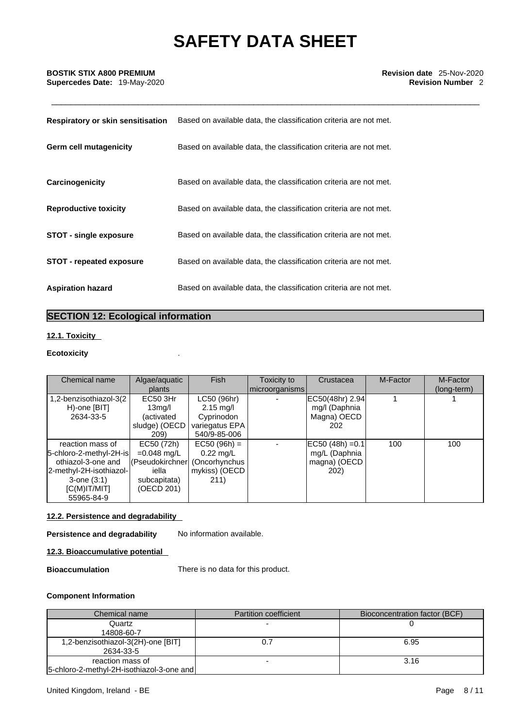| | |
|---|---|
| **Respiratory or skin sensitisation** | Based on available data, the classification criteria are not met. |
| **Germ cell mutagenicity** | Based on available data, the classification criteria are not met. |
| **Carcinogenicity** | Based on available data, the classification criteria are not met. |
| **Reproductive toxicity** | Based on available data, the classification criteria are not met. |
| **STOT - single exposure** | Based on available data, the classification criteria are not met. |
| **STOT - repeated exposure** | Based on available data, the classification criteria are not met. |
| **Aspiration hazard** | Based on available data, the classification criteria are not met. |

## SECTION 12: Ecological information

### 12.1. Toxicity

**Ecotoxicity** .

| Chemical name | Algae/aquatic plants | Fish | Toxicity to microorganisms | Crustacea | M-Factor | M-Factor (long-term) |
|---|---|---|---|---|---|---|
| 1,2-benzisothiazol-3(2H)-one [BIT] 2634-33-5 | EC50 3Hr 13mg/l (activated sludge) (OECD 209) | LC50 (96hr) 2.15 mg/l Cyprinodon variegatus EPA 540/9-85-006 | - | EC50(48hr) 2.94 mg/l (Daphnia Magna) OECD 202 | 1 | 1 |
| reaction mass of 5-chloro-2-methyl-2H-isothiazol-3-one and 2-methyl-2H-isothiazol-3-one (3:1) [C(M)IT/MIT] 55965-84-9 | EC50 (72h) =0.048 mg/L (Pseudokirchneriella subcapitata) (OECD 201) | EC50 (96h) = 0.22 mg/L (Oncorhynchus mykiss) (OECD 211) | - | EC50 (48h) =0.1 mg/L (Daphnia magna) (OECD 202) | 100 | 100 |

### 12.2. Persistence and degradability

**Persistence and degradability** No information available.

### 12.3. Bioaccumulative potential

**Bioaccumulation** There is no data for this product.

**Component Information**

| Chemical name | Partition coefficient | Bioconcentration factor (BCF) |
|---|---|---|
| Quartz 14808-60-7 | - | 0 |
| 1,2-benzisothiazol-3(2H)-one [BIT] 2634-33-5 | 0.7 | 6.95 |
| reaction mass of 5-chloro-2-methyl-2H-isothiazol-3-one and | - | 3.16 |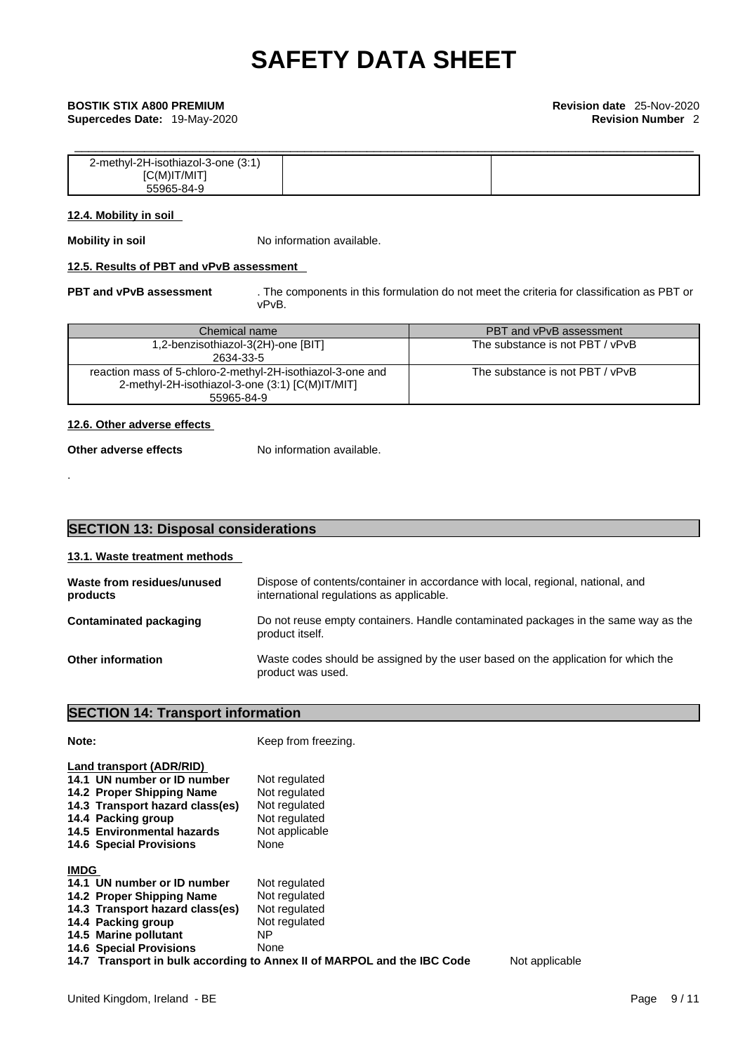| 2-methyl-2H-isothiazol-3-one (3:1) [C(M)IT/MIT] 55965-84-9 | | |
|---|---|---|

**12.4. Mobility in soil**

**Mobility in soil** No information available.

**12.5. Results of PBT and vPvB assessment**

**PBT and vPvB assessment** . The components in this formulation do not meet the criteria for classification as PBT or vPvB.

| Chemical name | PBT and vPvB assessment |
|---|---|
| 1,2-benzisothiazol-3(2H)-one [BIT] 2634-33-5 | The substance is not PBT / vPvB |
| reaction mass of 5-chloro-2-methyl-2H-isothiazol-3-one and 2-methyl-2H-isothiazol-3-one (3:1) [C(M)IT/MIT] 55965-84-9 | The substance is not PBT / vPvB |

**12.6. Other adverse effects**

**Other adverse effects** No information available.

.

## SECTION 13: Disposal considerations

**13.1. Waste treatment methods**

**Waste from residues/unused products** Dispose of contents/container in accordance with local, regional, national, and international regulations as applicable.

**Contaminated packaging** Do not reuse empty containers. Handle contaminated packages in the same way as the product itself.

**Other information** Waste codes should be assigned by the user based on the application for which the product was used.

## SECTION 14: Transport information

**Note:** Keep from freezing.

**Land transport (ADR/RID)**

**14.1 UN number or ID number** Not regulated
**14.2 Proper Shipping Name** Not regulated
**14.3 Transport hazard class(es)** Not regulated
**14.4 Packing group** Not regulated
**14.5 Environmental hazards** Not applicable
**14.6 Special Provisions** None

**IMDG**

**14.1 UN number or ID number** Not regulated
**14.2 Proper Shipping Name** Not regulated
**14.3 Transport hazard class(es)** Not regulated
**14.4 Packing group** Not regulated
**14.5 Marine pollutant** NP
**14.6 Special Provisions** None
**14.7 Transport in bulk according to Annex II of MARPOL and the IBC Code** Not applicable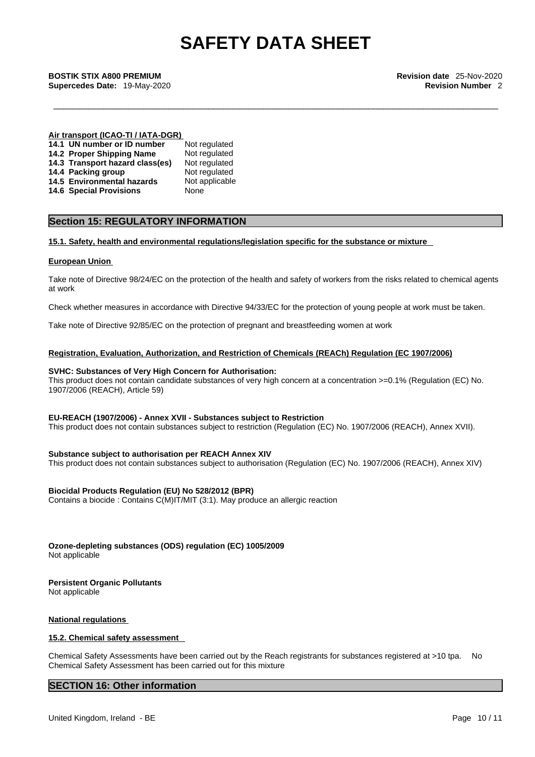**Air transport (ICAO-TI / IATA-DGR)**

| | |
|---|---|
| **14.1 UN number or ID number** | Not regulated |
| **14.2 Proper Shipping Name** | Not regulated |
| **14.3 Transport hazard class(es)** | Not regulated |
| **14.4 Packing group** | Not regulated |
| **14.5 Environmental hazards** | Not applicable |
| **14.6 Special Provisions** | None |

## Section 15: REGULATORY INFORMATION

### 15.1. Safety, health and environmental regulations/legislation specific for the substance or mixture

**European Union**

Take note of Directive 98/24/EC on the protection of the health and safety of workers from the risks related to chemical agents at work

Check whether measures in accordance with Directive 94/33/EC for the protection of young people at work must be taken.

Take note of Directive 92/85/EC on the protection of pregnant and breastfeeding women at work

**Registration, Evaluation, Authorization, and Restriction of Chemicals (REACh) Regulation (EC 1907/2006)**

**SVHC: Substances of Very High Concern for Authorisation:**
This product does not contain candidate substances of very high concern at a concentration >=0.1% (Regulation (EC) No. 1907/2006 (REACH), Article 59)

**EU-REACH (1907/2006) - Annex XVII - Substances subject to Restriction**
This product does not contain substances subject to restriction (Regulation (EC) No. 1907/2006 (REACH), Annex XVII).

**Substance subject to authorisation per REACH Annex XIV**
This product does not contain substances subject to authorisation (Regulation (EC) No. 1907/2006 (REACH), Annex XIV)

**Biocidal Products Regulation (EU) No 528/2012 (BPR)**
Contains a biocide : Contains C(M)IT/MIT (3:1). May produce an allergic reaction

**Ozone-depleting substances (ODS) regulation (EC) 1005/2009**
Not applicable

**Persistent Organic Pollutants**
Not applicable

**National regulations**

### 15.2. Chemical safety assessment

Chemical Safety Assessments have been carried out by the Reach registrants for substances registered at >10 tpa. No Chemical Safety Assessment has been carried out for this mixture

## SECTION 16: Other information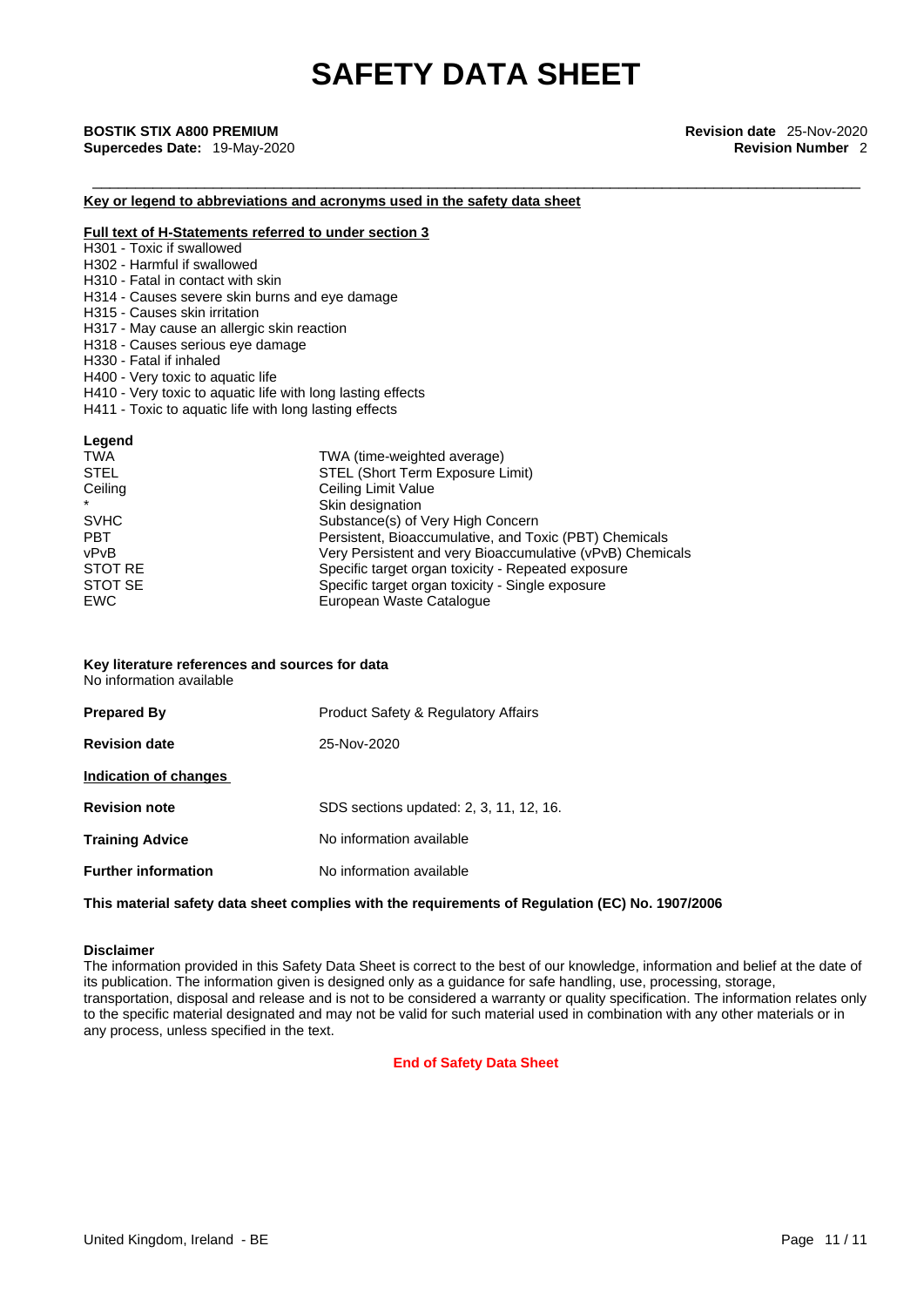# SAFETY DATA SHEET

**BOSTIK STIX A800 PREMIUM** **Revision date** 25-Nov-2020
**Supercedes Date:** 19-May-2020 **Revision Number** 2

---

**Key or legend to abbreviations and acronyms used in the safety data sheet**

**Full text of H-Statements referred to under section 3**

H301 - Toxic if swallowed
H302 - Harmful if swallowed
H310 - Fatal in contact with skin
H314 - Causes severe skin burns and eye damage
H315 - Causes skin irritation
H317 - May cause an allergic skin reaction
H318 - Causes serious eye damage
H330 - Fatal if inhaled
H400 - Very toxic to aquatic life
H410 - Very toxic to aquatic life with long lasting effects
H411 - Toxic to aquatic life with long lasting effects

**Legend**

| | |
|---|---|
| TWA | TWA (time-weighted average) |
| STEL | STEL (Short Term Exposure Limit) |
| Ceiling | Ceiling Limit Value |
| * | Skin designation |
| SVHC | Substance(s) of Very High Concern |
| PBT | Persistent, Bioaccumulative, and Toxic (PBT) Chemicals |
| vPvB | Very Persistent and very Bioaccumulative (vPvB) Chemicals |
| STOT RE | Specific target organ toxicity - Repeated exposure |
| STOT SE | Specific target organ toxicity - Single exposure |
| EWC | European Waste Catalogue |

**Key literature references and sources for data**
No information available

**Prepared By** Product Safety & Regulatory Affairs

**Revision date** 25-Nov-2020

**Indication of changes**

**Revision note** SDS sections updated: 2, 3, 11, 12, 16.

**Training Advice** No information available

**Further information** No information available

**This material safety data sheet complies with the requirements of Regulation (EC) No. 1907/2006**

**Disclaimer**
The information provided in this Safety Data Sheet is correct to the best of our knowledge, information and belief at the date of its publication. The information given is designed only as a guidance for safe handling, use, processing, storage, transportation, disposal and release and is not to be considered a warranty or quality specification. The information relates only to the specific material designated and may not be valid for such material used in combination with any other materials or in any process, unless specified in the text.

**End of Safety Data Sheet**

United Kingdom, Ireland - BE